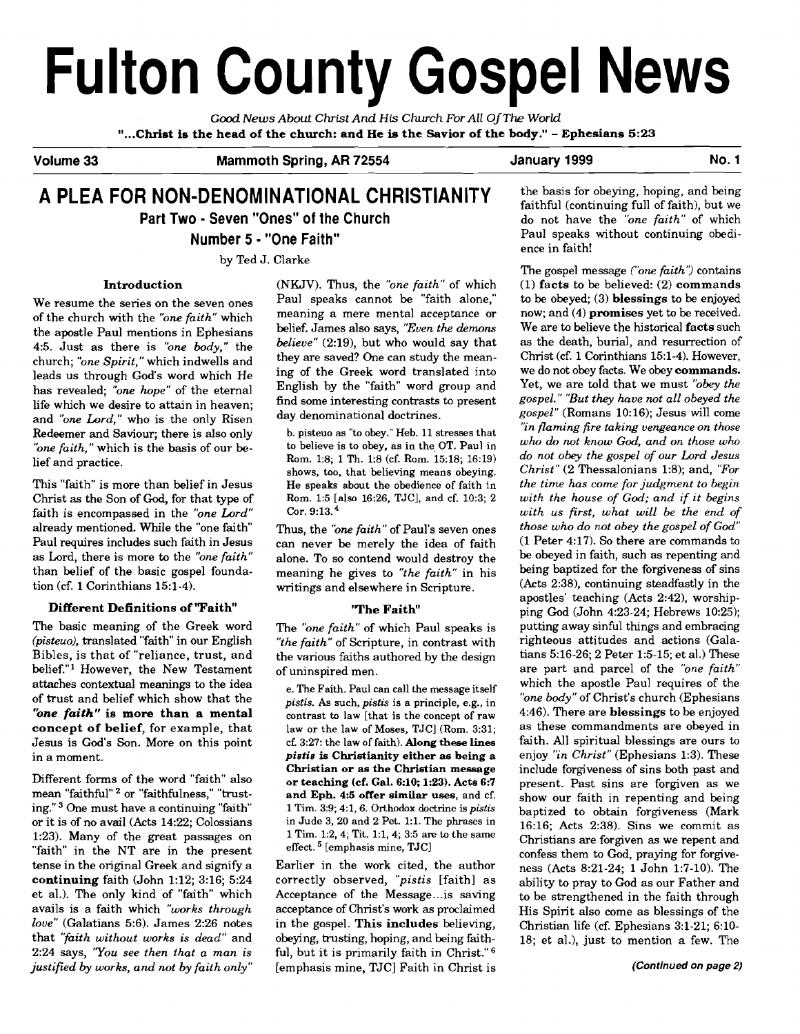# Fulton County Gospel News

*Good News About Christ And His Church For All Of The World*

**"...Christ is the head of the church: and He is the Savior of the body." - Ephesians 5:23**

**Volume 33** | **Mammoth Spring, AR 72554** | **January 1999** | **No. 1**

## A PLEA FOR NON-DENOMINATIONAL CHRISTIANITY

### Part Two - Seven "Ones" of the Church

### Number 5 - "One Faith"

by Ted J. Clarke

#### Introduction

We resume the series on the seven ones of the church with the *"one faith"* which the apostle Paul mentions in Ephesians 4:5. Just as there is *"one body,"* the church; *"one Spirit,"* which indwells and leads us through God's word which He has revealed; *"one hope"* of the eternal life which we desire to attain in heaven; and *"one Lord,"* who is the only Risen Redeemer and Saviour; there is also only *"one faith,"* which is the basis of our belief and practice.

This "faith" is more than belief in Jesus Christ as the Son of God, for that type of faith is encompassed in the *"one Lord"* already mentioned. While the "one faith" Paul requires includes such faith in Jesus as Lord, there is more to the *"one faith"* than belief of the basic gospel foundation (cf. 1 Corinthians 15:1-4).

#### Different Definitions of "Faith"

The basic meaning of the Greek word *(pisteuo)*, translated "faith" in our English Bibles, is that of "reliance, trust, and belief."[1] However, the New Testament attaches contextual meanings to the idea of trust and belief which show that the ***"one faith"* is more than a mental concept of belief**, for example, that Jesus is God's Son. More on this point in a moment.

Different forms of the word "faith" also mean "faithful"[2] or "faithfulness," "trusting."[3] One must have a continuing "faith" or it is of no avail (Acts 14:22; Colossians 1:23). Many of the great passages on "faith" in the NT are in the present tense in the original Greek and signify a **continuing** faith (John 1:12; 3:16; 5:24 et al.). The only kind of "faith" which avails is a faith which *"works through love"* (Galatians 5:6). James 2:26 notes that *"faith without works is dead"* and 2:24 says, *"You see then that a man is justified by works, and not by faith only"* (NKJV). Thus, the *"one faith"* of which Paul speaks cannot be "faith alone," meaning a mere mental acceptance or belief. James also says, *"Even the demons believe"* (2:19), but who would say that they are saved? One can study the meaning of the Greek word translated into English by the "faith" word group and find some interesting contrasts to present day denominational doctrines.

> b. pisteuo as "to obey." Heb. 11 stresses that to believe is to obey, as in the OT. Paul in Rom. 1:8; 1 Th. 1:8 (cf. Rom. 15:18; 16:19) shows, too, that believing means obeying. He speaks about the obedience of faith in Rom. 1:5 [also 16:26, TJC], and cf. 10:3; 2 Cor. 9:13.[4]

Thus, the *"one faith"* of Paul's seven ones can never be merely the idea of faith alone. To so contend would destroy the meaning he gives to *"the faith"* in his writings and elsewhere in Scripture.

#### "The Faith"

The *"one faith"* of which Paul speaks is *"the faith"* of Scripture, in contrast with the various faiths authored by the design of uninspired men.

> e. The Faith. Paul can call the message itself *pistis*. As such, *pistis* is a principle, e.g., in contrast to law [that is the concept of raw law or the law of Moses, TJC] (Rom. 3:31; cf. 3:27: the law of faith). **Along these lines *pistis* is Christianity either as being a Christian or as the Christian message or teaching (cf. Gal. 6:10; 1:23). Acts 6:7 and Eph. 4:5 offer similar uses**, and cf. 1 Tim. 3:9; 4:1, 6. Orthodox doctrine is *pistis* in Jude 3, 20 and 2 Pet. 1:1. The phrases in 1 Tim. 1:2, 4; Tit. 1:1, 4; 3:5 are to the same effect.[5] [emphasis mine, TJC]

Earlier in the work cited, the author correctly observed, *"pistis* [faith] as Acceptance of the Message...is saving acceptance of Christ's work as proclaimed in the gospel. **This includes** believing, obeying, trusting, hoping, and being faithful, but it is primarily faith in Christ."[6] [emphasis mine, TJC] Faith in Christ is the basis for obeying, hoping, and being faithful (continuing full of faith), but we do not have the *"one faith"* of which Paul speaks without continuing obedience in faith!

The gospel message (*"one faith"*) contains (1) **facts** to be believed: (2) **commands** to be obeyed; (3) **blessings** to be enjoyed now; and (4) **promises** yet to be received. We are to believe the historical **facts** such as the death, burial, and resurrection of Christ (cf. 1 Corinthians 15:1-4). However, we do not obey facts. We obey **commands**. Yet, we are told that we must *"obey the gospel." "But they have not all obeyed the gospel"* (Romans 10:16); Jesus will come *"in flaming fire taking vengeance on those who do not know God, and on those who do not obey the gospel of our Lord Jesus Christ"* (2 Thessalonians 1:8); and, *"For the time has come for judgment to begin with the house of God; and if it begins with us first, what will be the end of those who do not obey the gospel of God"* (1 Peter 4:17). So there are commands to be obeyed in faith, such as repenting and being baptized for the forgiveness of sins (Acts 2:38), continuing steadfastly in the apostles' teaching (Acts 2:42), worshipping God (John 4:23-24; Hebrews 10:25); putting away sinful things and embracing righteous attitudes and actions (Galatians 5:16-26; 2 Peter 1:5-15; et al.) These are part and parcel of the *"one faith"* which the apostle Paul requires of the *"one body"* of Christ's church (Ephesians 4:46). There are **blessings** to be enjoyed as these commandments are obeyed in faith. All spiritual blessings are ours to enjoy *"in Christ"* (Ephesians 1:3). These include forgiveness of sins both past and present. Past sins are forgiven as we show our faith in repenting and being baptized to obtain forgiveness (Mark 16:16; Acts 2:38). Sins we commit as Christians are forgiven as we repent and confess them to God, praying for forgiveness (Acts 8:21-24; 1 John 1:7-10). The ability to pray to God as our Father and to be strengthened in the faith through His Spirit also come as blessings of the Christian life (cf. Ephesians 3:1-21; 6:10-18; et al.), just to mention a few. The

***(Continued on page 2)***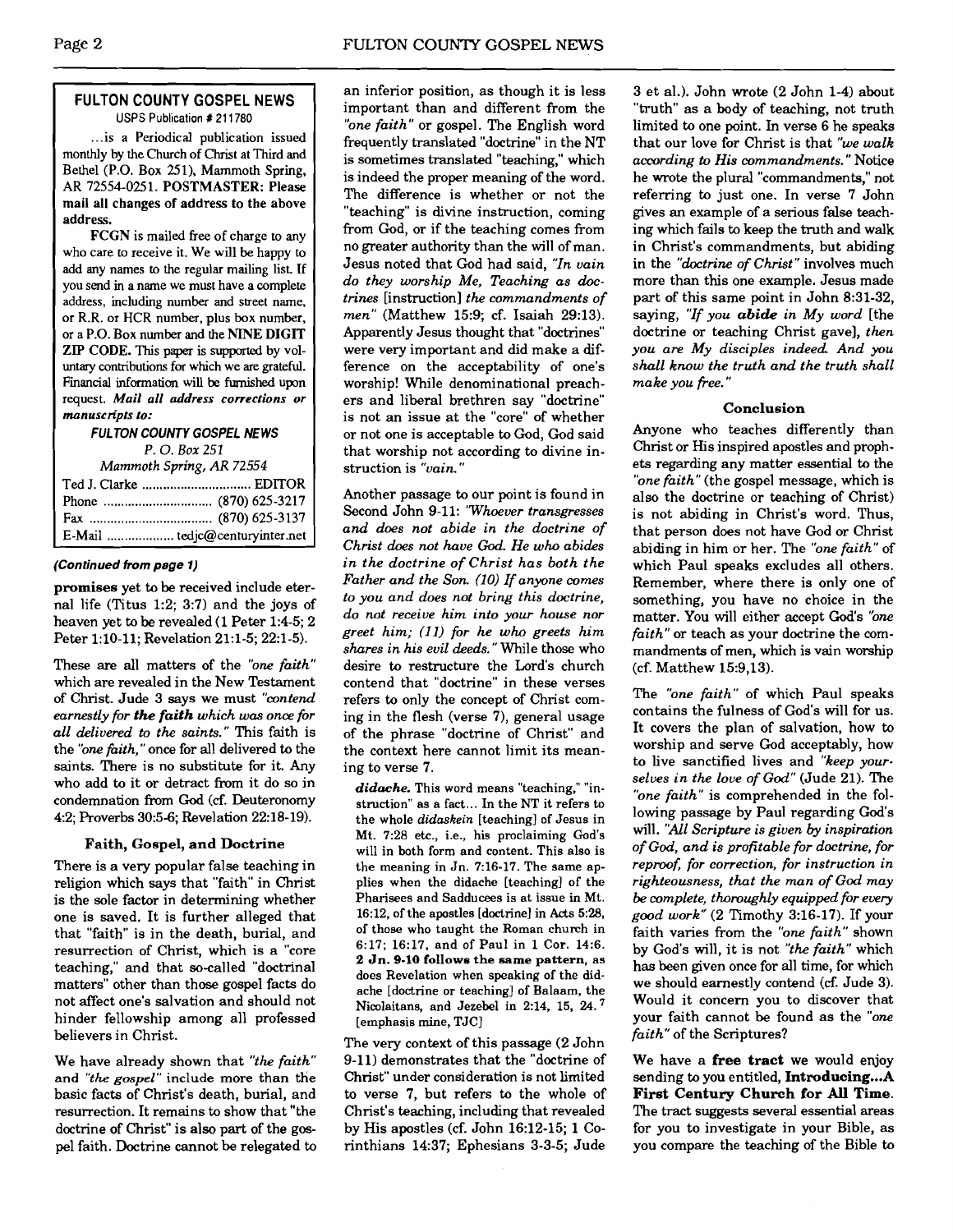## FULTON COUNTY GOSPEL NEWS

USPS Publication # 211780

...is a Periodical publication issued monthly by the Church of Christ at Third and Bethel (P.O. Box 251), Mammoth Spring, AR 72554-0251. **POSTMASTER: Please mail all changes of address to the above address.**

**FCGN** is mailed free of charge to any who care to receive it. We will be happy to add any names to the regular mailing list. If you send in a name we must have a complete address, including number and street name, or R.R. or HCR number, plus box number, or a P.O. Box number and the **NINE DIGIT ZIP CODE.** This paper is supported by voluntary contributions for which we are grateful. Financial information will be furnished upon request. ***Mail all address corrections or manuscripts to:***

***FULTON COUNTY GOSPEL NEWS***
*P. O. Box 251*
*Mammoth Spring, AR 72554*

Ted J. Clarke .............................. EDITOR
Phone .............................. (870) 625-3217
Fax .................................. (870) 625-3137
E-Mail .................. tedjc@centuryinter.net

***(Continued from page 1)***

**promises** yet to be received include eternal life (Titus 1:2; 3:7) and the joys of heaven yet to be revealed (1 Peter 1:4-5; 2 Peter 1:10-11; Revelation 21:1-5; 22:1-5).

These are all matters of the *"one faith"* which are revealed in the New Testament of Christ. Jude 3 says we must *"contend earnestly for **the faith** which was once for all delivered to the saints."* This faith is the *"one faith,"* once for all delivered to the saints. There is no substitute for it. Any who add to it or detract from it do so in condemnation from God (cf. Deuteronomy 4:2; Proverbs 30:5-6; Revelation 22:18-19).

### Faith, Gospel, and Doctrine

There is a very popular false teaching in religion which says that "faith" in Christ is the sole factor in determining whether one is saved. It is further alleged that that "faith" is in the death, burial, and resurrection of Christ, which is a "core teaching," and that so-called "doctrinal matters" other than those gospel facts do not affect one's salvation and should not hinder fellowship among all professed believers in Christ.

We have already shown that *"the faith"* and *"the gospel"* include more than the basic facts of Christ's death, burial, and resurrection. It remains to show that "the doctrine of Christ" is also part of the gospel faith. Doctrine cannot be relegated to an inferior position, as though it is less important than and different from the *"one faith"* or gospel. The English word frequently translated "doctrine" in the NT is sometimes translated "teaching," which is indeed the proper meaning of the word. The difference is whether or not the "teaching" is divine instruction, coming from God, or if the teaching comes from no greater authority than the will of man. Jesus noted that God had said, *"In vain do they worship Me, Teaching as doctrines* [instruction] *the commandments of men"* (Matthew 15:9; cf. Isaiah 29:13). Apparently Jesus thought that "doctrines" were very important and did make a difference on the acceptability of one's worship! While denominational preachers and liberal brethren say "doctrine" is not an issue at the "core" of whether or not one is acceptable to God, God said that worship not according to divine instruction is *"vain."*

Another passage to our point is found in Second John 9-11: *"Whoever transgresses and does not abide in the doctrine of Christ does not have God. He who abides in the doctrine of Christ has both the Father and the Son. (10) If anyone comes to you and does not bring this doctrine, do not receive him into your house nor greet him; (11) for he who greets him shares in his evil deeds."* While those who desire to restructure the Lord's church contend that "doctrine" in these verses refers to only the concept of Christ coming in the flesh (verse 7), general usage of the phrase "doctrine of Christ" and the context here cannot limit its meaning to verse 7.

> ***didache.*** This word means "teaching," "instruction" as a fact... In the NT it refers to the whole *didaskein* [teaching] of Jesus in Mt. 7:28 etc., i.e., his proclaiming God's will in both form and content. This also is the meaning in Jn. 7:16-17. The same applies when the didache [teaching] of the Pharisees and Sadducees is at issue in Mt. 16:12, of the apostles [doctrine] in Acts 5:28, of those who taught the Roman church in 6:17; 16:17, and of Paul in 1 Cor. 14:6. **2 Jn. 9-10 follows the same pattern,** as does Revelation when speaking of the didache [doctrine or teaching] of Balaam, the Nicolaitans, and Jezebel in 2:14, 15, 24.[7] [emphasis mine, TJC]

The very context of this passage (2 John 9-11) demonstrates that the "doctrine of Christ" under consideration is not limited to verse 7, but refers to the whole of Christ's teaching, including that revealed by His apostles (cf. John 16:12-15; 1 Corinthians 14:37; Ephesians 3-3-5; Jude 3 et al.). John wrote (2 John 1-4) about "truth" as a body of teaching, not truth limited to one point. In verse 6 he speaks that our love for Christ is that *"we walk according to His commandments."* Notice he wrote the plural "commandments," not referring to just one. In verse 7 John gives an example of a serious false teaching which fails to keep the truth and walk in Christ's commandments, but abiding in the *"doctrine of Christ"* involves much more than this one example. Jesus made part of this same point in John 8:31-32, saying, *"If you **abide** in My word* [the doctrine or teaching Christ gave], *then you are My disciples indeed. And you shall know the truth and the truth shall make you free."*

### Conclusion

Anyone who teaches differently than Christ or His inspired apostles and prophets regarding any matter essential to the *"one faith"* (the gospel message, which is also the doctrine or teaching of Christ) is not abiding in Christ's word. Thus, that person does not have God or Christ abiding in him or her. The *"one faith"* of which Paul speaks excludes all others. Remember, where there is only one of something, you have no choice in the matter. You will either accept God's *"one faith"* or teach as your doctrine the commandments of men, which is vain worship (cf. Matthew 15:9,13).

The *"one faith"* of which Paul speaks contains the fulness of God's will for us. It covers the plan of salvation, how to worship and serve God acceptably, how to live sanctified lives and *"keep yourselves in the love of God"* (Jude 21). The *"one faith"* is comprehended in the following passage by Paul regarding God's will. *"All Scripture is given by inspiration of God, and is profitable for doctrine, for reproof, for correction, for instruction in righteousness, that the man of God may be complete, thoroughly equipped for every good work"* (2 Timothy 3:16-17). If your faith varies from the *"one faith"* shown by God's will, it is not *"the faith"* which has been given once for all time, for which we should earnestly contend (cf. Jude 3). Would it concern you to discover that your faith cannot be found as the *"one faith"* of the Scriptures?

We have a **free tract** we would enjoy sending to you entitled, **Introducing...A First Century Church for All Time.** The tract suggests several essential areas for you to investigate in your Bible, as you compare the teaching of the Bible to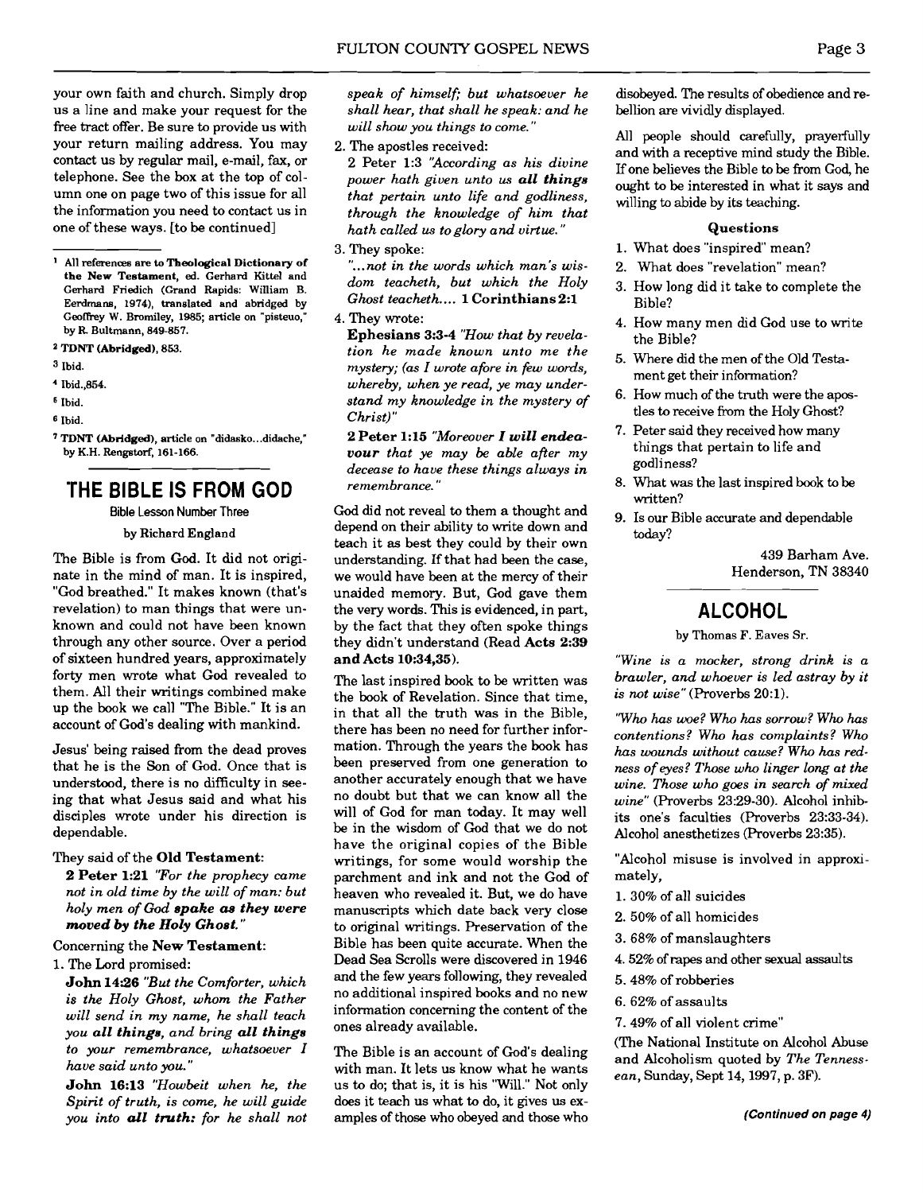your own faith and church. Simply drop us a line and make your request for the free tract offer. Be sure to provide us with your return mailing address. You may contact us by regular mail, e-mail, fax, or telephone. See the box at the top of column one on page two of this issue for all the information you need to contact us in one of these ways. [to be continued]

---

[1] All references are to **Theological Dictionary of the New Testament**, ed. Gerhard Kittel and Gerhard Friedich (Grand Rapids: William B. Eerdmans, 1974), translated and abridged by Geoffrey W. Bromiley, 1985; article on "pisteuo," by R. Bultmann, 849-857.

[2] **TDNT (Abridged)**, 853.

[3] Ibid.

[4] Ibid.,854.

[5] Ibid.

[6] Ibid.

[7] **TDNT (Abridged)**, article on "didasko...didache," by K.H. Rengstorf, 161-166.

## THE BIBLE IS FROM GOD

Bible Lesson Number Three

by Richard England

The Bible is from God. It did not originate in the mind of man. It is inspired, "God breathed." It makes known (that's revelation) to man things that were unknown and could not have been known through any other source. Over a period of sixteen hundred years, approximately forty men wrote what God revealed to them. All their writings combined make up the book we call "The Bible." It is an account of God's dealing with mankind.

Jesus' being raised from the dead proves that he is the Son of God. Once that is understood, there is no difficulty in seeing that what Jesus said and what his disciples wrote under his direction is dependable.

They said of the **Old Testament**:

**2 Peter 1:21** *"For the prophecy came not in old time by the will of man: but holy men of God* ***spake as they were moved by the Holy Ghost.****"*

Concerning the **New Testament**:

1. The Lord promised:

   **John 14:26** *"But the Comforter, which is the Holy Ghost, whom the Father will send in my name, he shall teach you* ***all things****, and bring* ***all things*** *to your remembrance, whatsoever I have said unto you."*

   **John 16:13** *"Howbeit when he, the Spirit of truth, is come, he will guide you into* ***all truth:*** *for he shall not speak of himself; but whatsoever he shall hear, that shall he speak: and he will show you things to come."*

2. The apostles received:

   2 Peter 1:3 *"According as his divine power hath given unto us* ***all things*** *that pertain unto life and godliness, through the knowledge of him that hath called us to glory and virtue."*

3. They spoke:

   *"...not in the words which man's wisdom teacheth, but which the Holy Ghost teacheth....* **1 Corinthians 2:1**

4. They wrote:

   **Ephesians 3:3-4** *"How that by revelation he made known unto me the mystery; (as I wrote afore in few words, whereby, when ye read, ye may understand my knowledge in the mystery of Christ)"*

   **2 Peter 1:15** *"Moreover* ***I will endeavour*** *that ye may be able after my decease to have these things always in remembrance."*

God did not reveal to them a thought and depend on their ability to write down and teach it as best they could by their own understanding. If that had been the case, we would have been at the mercy of their unaided memory. But, God gave them the very words. This is evidenced, in part, by the fact that they often spoke things they didn't understand (Read **Acts 2:39 and Acts 10:34,35**).

The last inspired book to be written was the book of Revelation. Since that time, in that all the truth was in the Bible, there has been no need for further information. Through the years the book has been preserved from one generation to another accurately enough that we have no doubt but that we can know all the will of God for man today. It may well be in the wisdom of God that we do not have the original copies of the Bible writings, for some would worship the parchment and ink and not the God of heaven who revealed it. But, we do have manuscripts which date back very close to original writings. Preservation of the Bible has been quite accurate. When the Dead Sea Scrolls were discovered in 1946 and the few years following, they revealed no additional inspired books and no new information concerning the content of the ones already available.

The Bible is an account of God's dealing with man. It lets us know what he wants us to do; that is, it is his "Will." Not only does it teach us what to do, it gives us examples of those who obeyed and those who disobeyed. The results of obedience and rebellion are vividly displayed.

All people should carefully, prayerfully and with a receptive mind study the Bible. If one believes the Bible to be from God, he ought to be interested in what it says and willing to abide by its teaching.

### Questions

1. What does "inspired" mean?
2. What does "revelation" mean?
3. How long did it take to complete the Bible?
4. How many men did God use to write the Bible?
5. Where did the men of the Old Testament get their information?
6. How much of the truth were the apostles to receive from the Holy Ghost?
7. Peter said they received how many things that pertain to life and godliness?
8. What was the last inspired book to be written?
9. Is our Bible accurate and dependable today?

439 Barham Ave.
Henderson, TN 38340

## ALCOHOL

by Thomas F. Eaves Sr.

*"Wine is a mocker, strong drink is a brawler, and whoever is led astray by it is not wise"* (Proverbs 20:1).

*"Who has woe? Who has sorrow? Who has contentions? Who has complaints? Who has wounds without cause? Who has redness of eyes? Those who linger long at the wine. Those who goes in search of mixed wine"* (Proverbs 23:29-30). Alcohol inhibits one's faculties (Proverbs 23:33-34). Alcohol anesthetizes (Proverbs 23:35).

"Alcohol misuse is involved in approximately,

1. 30% of all suicides
2. 50% of all homicides
3. 68% of manslaughters
4. 52% of rapes and other sexual assaults
5. 48% of robberies
6. 62% of assaults
7. 49% of all violent crime"

(The National Institute on Alcohol Abuse and Alcoholism quoted by *The Tennessean*, Sunday, Sept 14, 1997, p. 3F).

*(Continued on page 4)*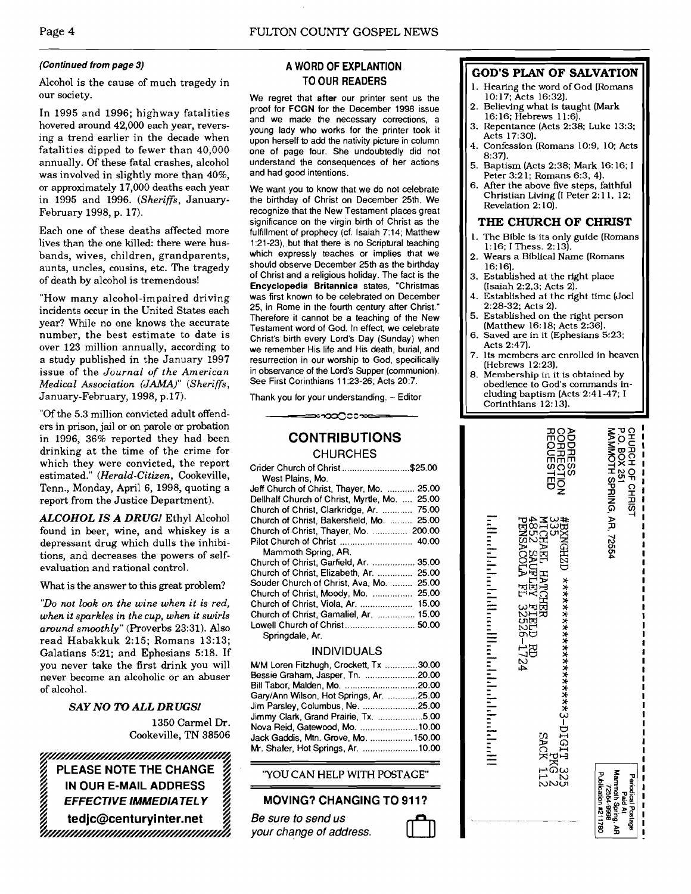*(Continued from page 3)*

Alcohol is the cause of much tragedy in our society.

In 1995 and 1996; highway fatalities hovered around 42,000 each year, reversing a trend earlier in the decade when fatalities dipped to fewer than 40,000 annually. Of these fatal crashes, alcohol was involved in slightly more than 40%, or approximately 17,000 deaths each year in 1995 and 1996. (*Sheriffs*, January-February 1998, p. 17).

Each one of these deaths affected more lives than the one killed: there were husbands, wives, children, grandparents, aunts, uncles, cousins, etc. The tragedy of death by alcohol is tremendous!

"How many alcohol-impaired driving incidents occur in the United States each year? While no one knows the accurate number, the best estimate to date is over 123 million annually, according to a study published in the January 1997 issue of the *Journal of the American Medical Association (JAMA)*" (*Sheriffs*, January-February, 1998, p.17).

"Of the 5.3 million convicted adult offenders in prison, jail or on parole or probation in 1996, 36% reported they had been drinking at the time of the crime for which they were convicted, the report estimated." (*Herald-Citizen*, Cookeville, Tenn., Monday, April 6, 1998, quoting a report from the Justice Department).

***ALCOHOL IS A DRUG!*** Ethyl Alcohol found in beer, wine, and whiskey is a depressant drug which dulls the inhibitions, and decreases the powers of self-evaluation and rational control.

What is the answer to this great problem?

*"Do not look on the wine when it is red, when it sparkles in the cup, when it swirls around smoothly"* (Proverbs 23:31). Also read Habakkuk 2:15; Romans 13:13; Galatians 5:21; and Ephesians 5:18. If you never take the first drink you will never become an alcoholic or an abuser of alcohol.

***SAY NO TO ALL DRUGS!***

1350 Carmel Dr.
Cookeville, TN 38506

**PLEASE NOTE THE CHANGE IN OUR E-MAIL ADDRESS *EFFECTIVE IMMEDIATELY***

**tedjc@centuryinter.net**

## A WORD OF EXPLANTION TO OUR READERS

We regret that **after** our printer sent us the proof for **FCGN** for the December 1998 issue and we made the necessary corrections, a young lady who works for the printer took it upon herself to add the nativity picture in column one of page four. She undoubtedly did not understand the consequences of her actions and had good intentions.

We want you to know that we do not celebrate the birthday of Christ on December 25th. We recognize that the New Testament places great significance on the virgin birth of Christ as the fulfillment of prophecy (cf. Isaiah 7:14; Matthew 1:21-23), but that there is no Scriptural teaching which expressly teaches or implies that we should observe December 25th as the birthday of Christ and a religious holiday. The fact is the **Encyclopedia Britannica** states, "Christmas was first known to be celebrated on December 25, in Rome in the fourth century after Christ." Therefore it cannot be a teaching of the New Testament word of God. In effect, we celebrate Christ's birth every Lord's Day (Sunday) when we remember His life and His death, burial, and resurrection in our worship to God, specifically in observance of the Lord's Supper (communion). See First Corinthians 11:23-26; Acts 20:7.

Thank you for your understanding. – Editor

## CONTRIBUTIONS

### CHURCHES

| | |
|---|---|
| Crider Church of Christ, West Plains, Mo. | $25.00 |
| Jeff Church of Christ, Thayer, Mo. | 25.00 |
| Dellhalf Church of Christ, Myrtle, Mo. | 25.00 |
| Church of Christ, Clarkridge, Ar. | 75.00 |
| Church of Christ, Bakersfield, Mo. | 25.00 |
| Church of Christ, Thayer, Mo. | 200.00 |
| Pilot Church of Christ, Mammoth Spring, AR. | 40.00 |
| Church of Christ, Garfield, Ar. | 35.00 |
| Church of Christ, Elizabeth, Ar. | 25.00 |
| Souder Church of Christ, Ava, Mo. | 25.00 |
| Church of Christ, Moody, Mo. | 25.00 |
| Church of Christ, Viola, Ar. | 15.00 |
| Church of Christ, Gamaliel, Ar. | 15.00 |
| Lowell Church of Christ, Springdale, Ar. | 50.00 |

### INDIVIDUALS

| | |
|---|---|
| M/M Loren Fitzhugh, Crockett, Tx | 30.00 |
| Bessie Graham, Jasper, Tn. | 20.00 |
| Bill Tabor, Malden, Mo. | 20.00 |
| Gary/Ann Wilson, Hot Springs, Ar. | 25.00 |
| Jim Parsley, Columbus, Ne. | 25.00 |
| Jimmy Clark, Grand Prairie, Tx. | 5.00 |
| Nova Reid, Gatewood, Mo. | 10.00 |
| Jack Gaddis, Mtn. Grove, Mo. | 150.00 |
| Mr. Shafer, Hot Springs, Ar. | 10.00 |

"YOU CAN HELP WITH POSTAGE"

### MOVING? CHANGING TO 911?

*Be sure to send us your change of address.*

## GOD'S PLAN OF SALVATION

1. Hearing the word of God (Romans 10:17; Acts 16:32).
2. Believing what is taught (Mark 16:16; Hebrews 11:6).
3. Repentance (Acts 2:38; Luke 13:3; Acts 17:30).
4. Confession (Romans 10:9, 10; Acts 8:37).
5. Baptism (Acts 2:38; Mark 16:16; I Peter 3:21; Romans 6:3, 4).
6. After the above five steps, faithful Christian Living (I Peter 2:11, 12; Revelation 2:10).

## THE CHURCH OF CHRIST

1. The Bible is its only guide (Romans 1:16; I Thess. 2:13).
2. Wears a Biblical Name (Romans 16:16).
3. Established at the right place (Isaiah 2:2,3; Acts 2).
4. Established at the right time (Joel 2:28-32; Acts 2).
5. Established on the right person (Matthew 16:18; Acts 2:36).
6. Saved are in it (Ephesians 5:23; Acts 2:47).
7. Its members are enrolled in heaven (Hebrews 12:23).
8. Membership in it is obtained by obedience to God's commands including baptism (Acts 2:41-47; I Corinthians 12:13).

CHURCH OF CHRIST
P.O. BOX 251
MAMMOTH SPRING, AR, 72554

ADDRESS CORRECTION REQUESTED

Periodical Postage Paid At Mammoth Spring, AR 72554-9998 Publication #211780

#BXNGHZD ****************3-DIGIT 325
335 PKG 2
MICHAEL HATCHER
4852 SAUFLEY FIELD RD
PENSACOLA FL 32526-1724 SACK 112